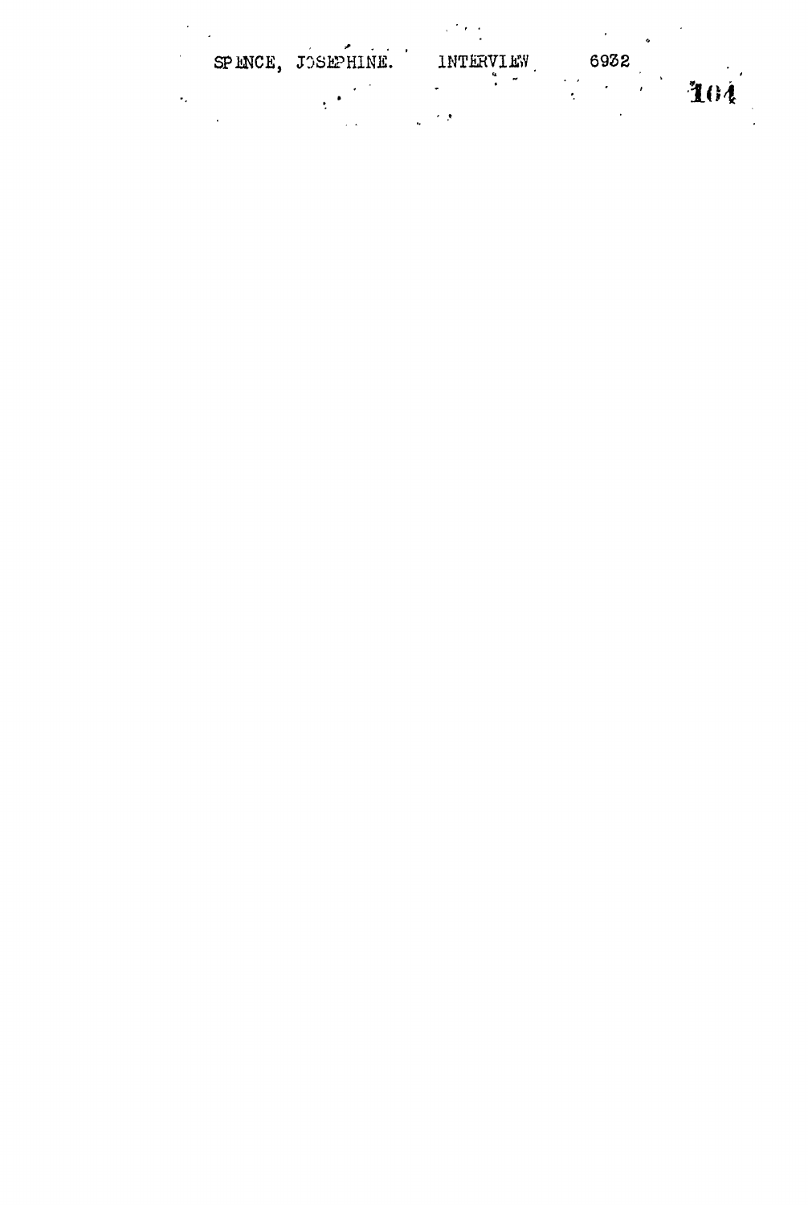SPENCE, JOSEPHINE. INTERVIEW 6932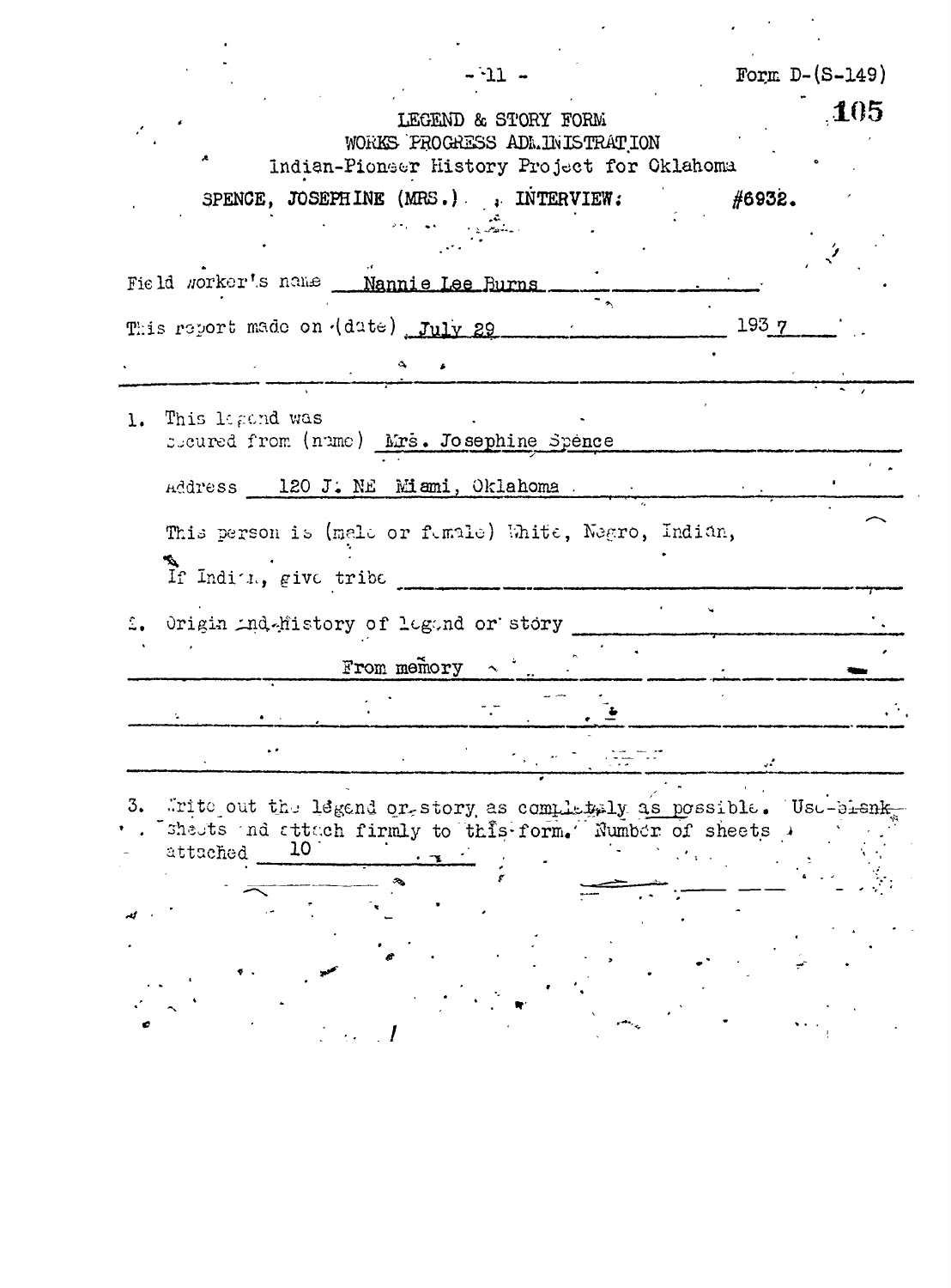Form D-(S-149)

105

LEGEND & STORY FORM
WORKS PROGRESS ADMINISTRATION
Indian-Pioneer History Project for Oklahoma

SPENCE, JOSEPHINE (MRS.) INTERVIEW: #6932.

Field worker's name Nannie Lee Burns

This report made on (date) July 29 1937

1. This legend was secured from (name) Mrs. Josephine Spence

   Address 120 J. NE Miami, Oklahoma

   This person is (male or female) White, Negro, Indian,

   If Indian, give tribe

2. Origin and History of legend or story

   From memory

3. Write out the legend or story as completely as possible. Use blank sheets and attach firmly to this form. Number of sheets attached 10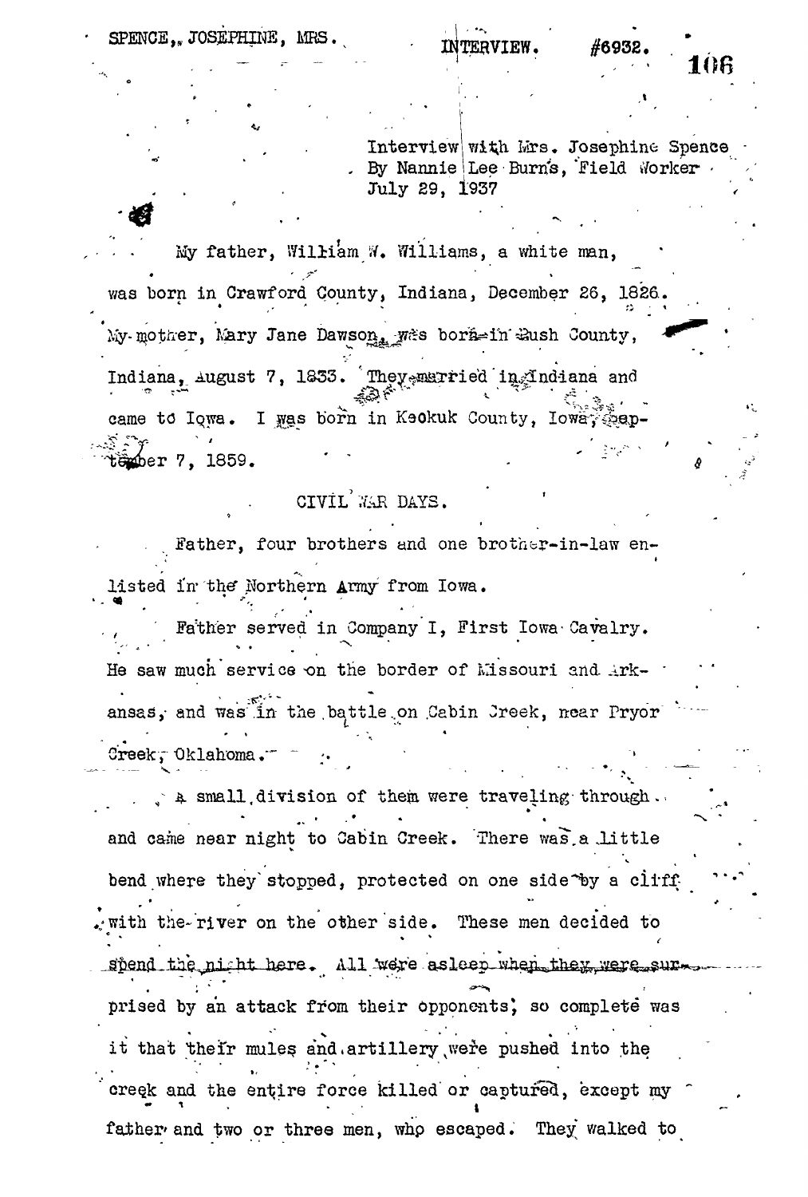SPENCE, JOSEPHINE, MRS. INTERVIEW. #6932.

Interview with Mrs. Josephine Spence
By Nannie Lee Burns, Field Worker
July 29, 1937

My father, William W. Williams, a white man, was born in Crawford County, Indiana, December 26, 1826. My mother, Mary Jane Dawson, was born in Rush County, Indiana, August 7, 1833. They married in Indiana and came to Iowa. I was born in Keokuk County, Iowa, September 7, 1859.

## CIVIL WAR DAYS.

Father, four brothers and one brother-in-law enlisted in the Northern Army from Iowa.

Father served in Company I, First Iowa Cavalry. He saw much service on the border of Missouri and Arkansas, and was in the battle on Cabin Creek, near Pryor Creek, Oklahoma.

A small division of them were traveling through and came near night to Cabin Creek. There was a little bend where they stopped, protected on one side by a cliff with the river on the other side. These men decided to spend the night here. All were asleep when they were surprised by an attack from their opponents; so complete was it that their mules and artillery were pushed into the creek and the entire force killed or captured, except my father and two or three men, who escaped. They walked to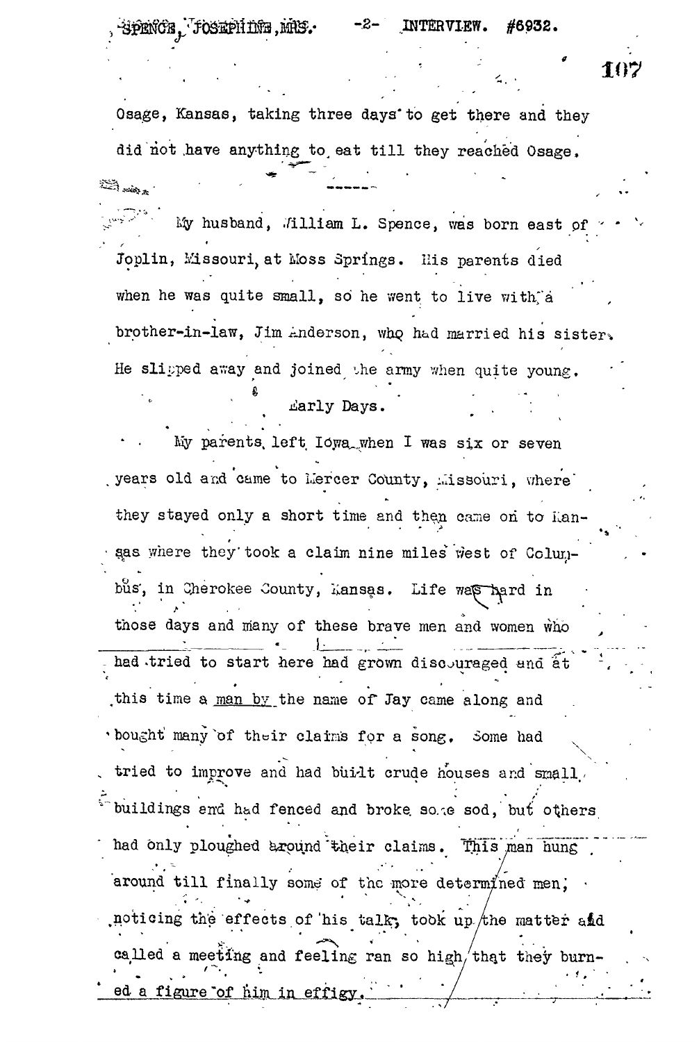Osage, Kansas, taking three days to get there and they did not have anything to eat till they reached Osage.

------

My husband, William L. Spence, was born east of Joplin, Missouri, at Moss Springs. His parents died when he was quite small, so he went to live with a brother-in-law, Jim Anderson, who had married his sister. He slipped away and joined the army when quite young.

## Early Days.

My parents left Iowa when I was six or seven years old and came to Mercer County, Missouri, where they stayed only a short time and then came on to Kansas where they took a claim nine miles west of Columbus, in Cherokee County, Kansas. Life was hard in those days and many of these brave men and women who had tried to start here had grown discouraged and at this time a man by the name of Jay came along and bought many of their claims for a song. Some had tried to improve and had built crude houses and small buildings and had fenced and broke some sod, but others had only ploughed around their claims. This man hung around till finally some of the more determined men, noticing the effects of his talk, took up the matter and called a meeting and feeling ran so high that they burned a figure of him in effigy.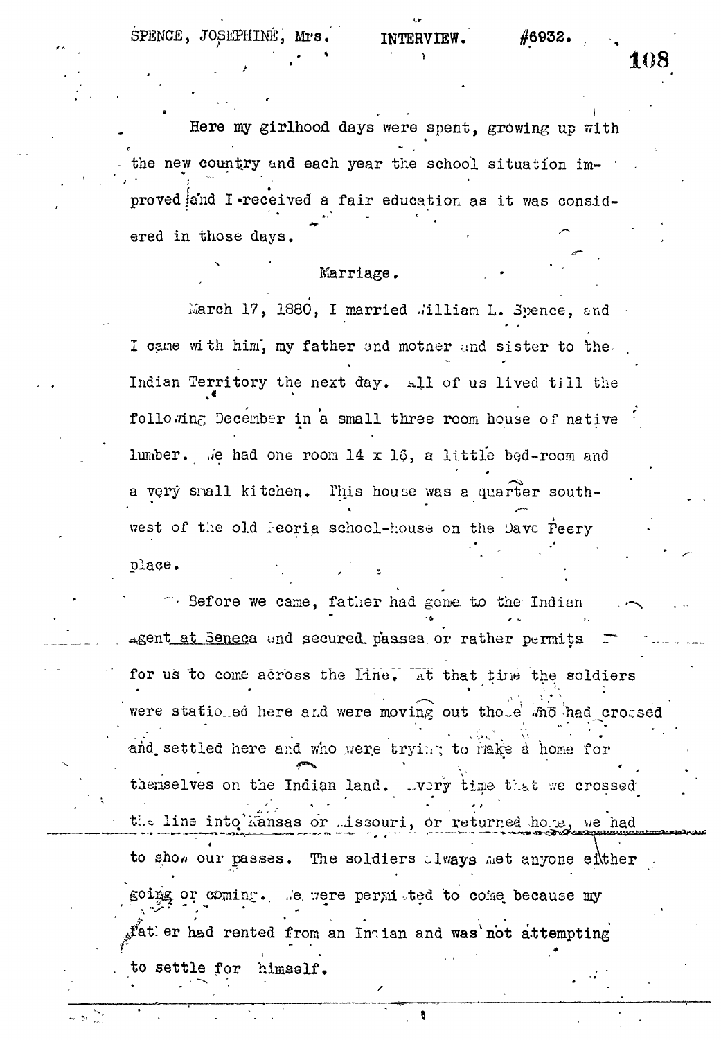Here my girlhood days were spent, growing up with the new country and each year the school situation improved and I received a fair education as it was considered in those days.

## Marriage.

March 17, 1880, I married William L. Spence, and I came with him, my father and mother and sister to the Indian Territory the next day. All of us lived till the following December in a small three room house of native lumber. We had one room 14 x 16, a little bed-room and a very small kitchen. This house was a quarter southwest of the old Peoria school-house on the Dave Peery place.

Before we came, father had gone to the Indian Agent at Seneca and secured passes or rather permits for us to come across the line. At that time the soldiers were stationed here and were moving out those who had crossed and settled here and who were trying to make a home for themselves on the Indian land. Every time that we crossed the line into Kansas or Missouri, or returned home, we had to show our passes. The soldiers always met anyone either going or coming. We were permitted to come because my father had rented from an Indian and was not attempting to settle for himself.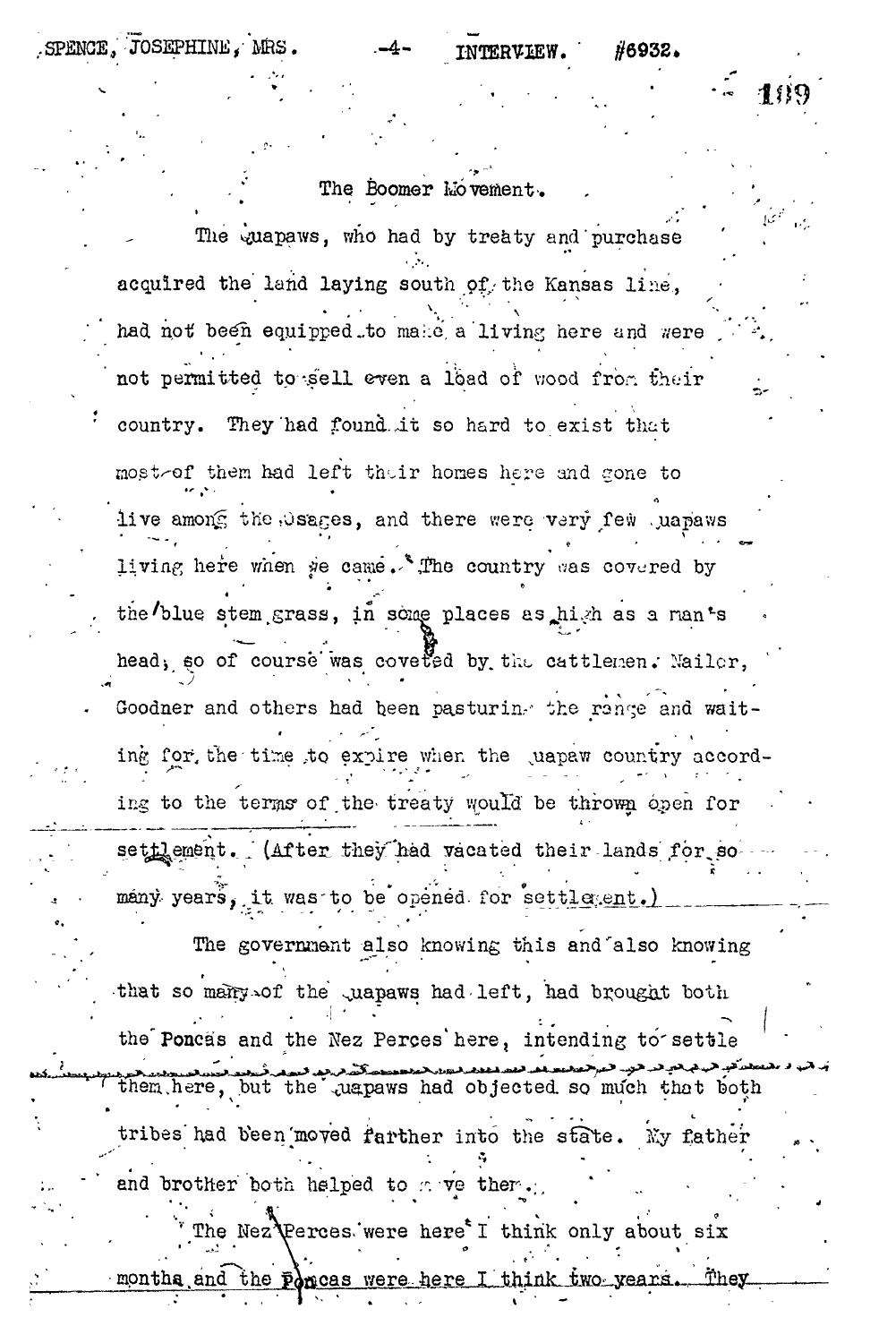## The Boomer Movement.

The Quapaws, who had by treaty and purchase acquired the land laying south of the Kansas line, had not been equipped to make a living here and were not permitted to sell even a load of wood from their country. They had found it so hard to exist that most of them had left their homes here and gone to live among the Osages, and there were very few Quapaws living here when we came. The country was covered by the blue stem grass, in some places as high as a man's head, so of course was coveted by the cattlemen. Nailor, Goodner and others had been pasturing the range and waiting for the time to expire when the Quapaw country according to the terms of the treaty would be thrown open for settlement. (After they had vacated their lands for so many years, it was to be opened for settlement.)

The government also knowing this and also knowing that so many of the Quapaws had left, had brought both the Poncas and the Nez Perces here, intending to settle them here, but the Quapaws had objected so much that both tribes had been moved farther into the state. My father and brother both helped to move them.

The Nez Perces were here I think only about six months and the Poncas were here I think two years. They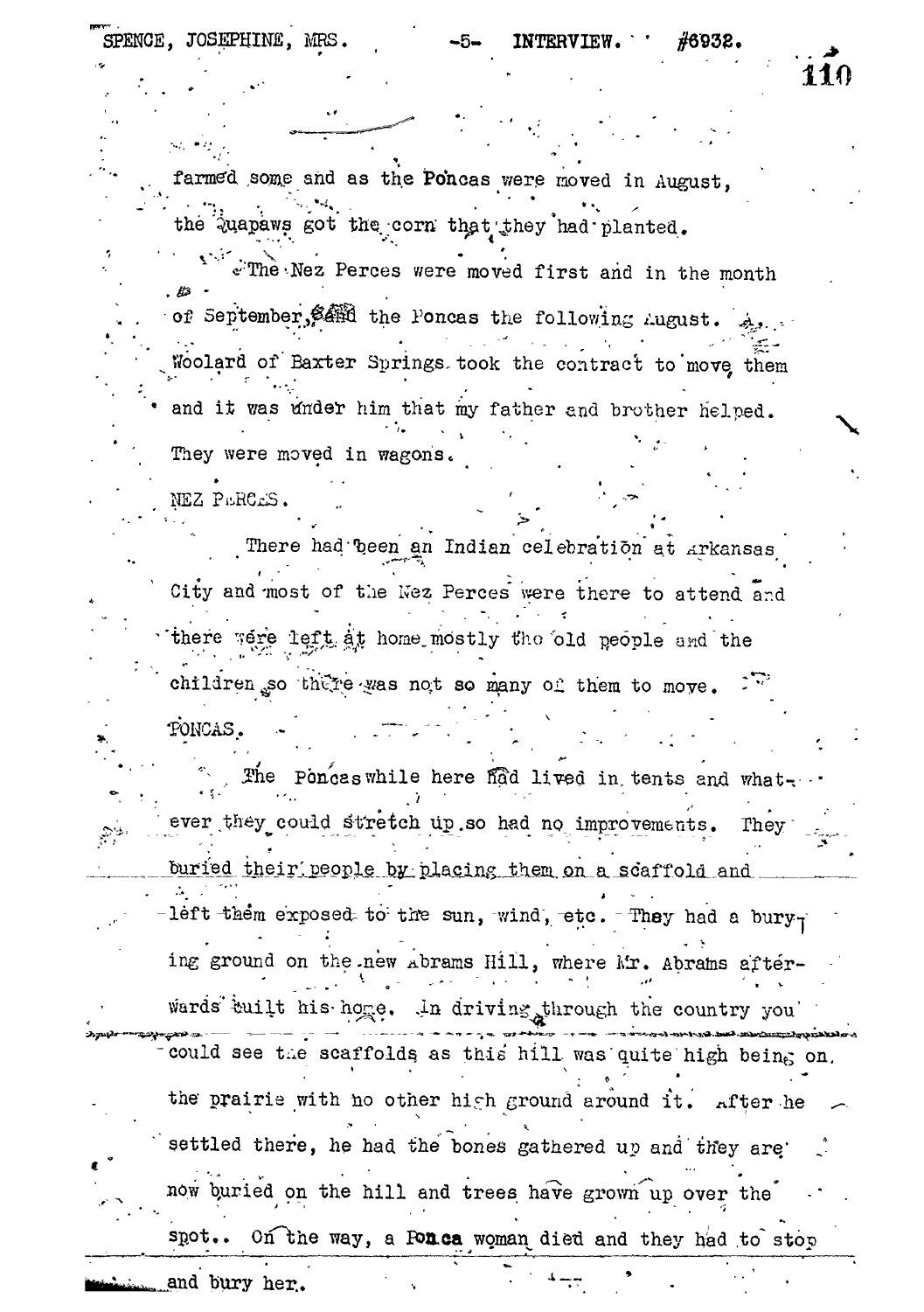farmed some and as the Poncas were moved in August, the Quapaws got the corn that they had planted.

The Nez Perces were moved first and in the month of September, and the Poncas the following August. A. Woolard of Baxter Springs took the contract to move them and it was under him that my father and brother helped. They were moved in wagons.

NEZ PERCES.

There had been an Indian celebration at Arkansas City and most of the Nez Perces were there to attend and there were left at home mostly the old people and the children so there was not so many of them to move.

PONCAS.

The Poncas while here had lived in tents and whatever they could stretch up so had no improvements. They buried their people by placing them on a scaffold and left them exposed to the sun, wind, etc. They had a burying ground on the new Abrams Hill, where Mr. Abrams afterwards built his home. In driving through the country you could see the scaffolds as this hill was quite high being on the prairie with no other high ground around it. After he settled there, he had the bones gathered up and they are now buried on the hill and trees have grown up over the spot.. On the way, a Ponca woman died and they had to stop and bury her.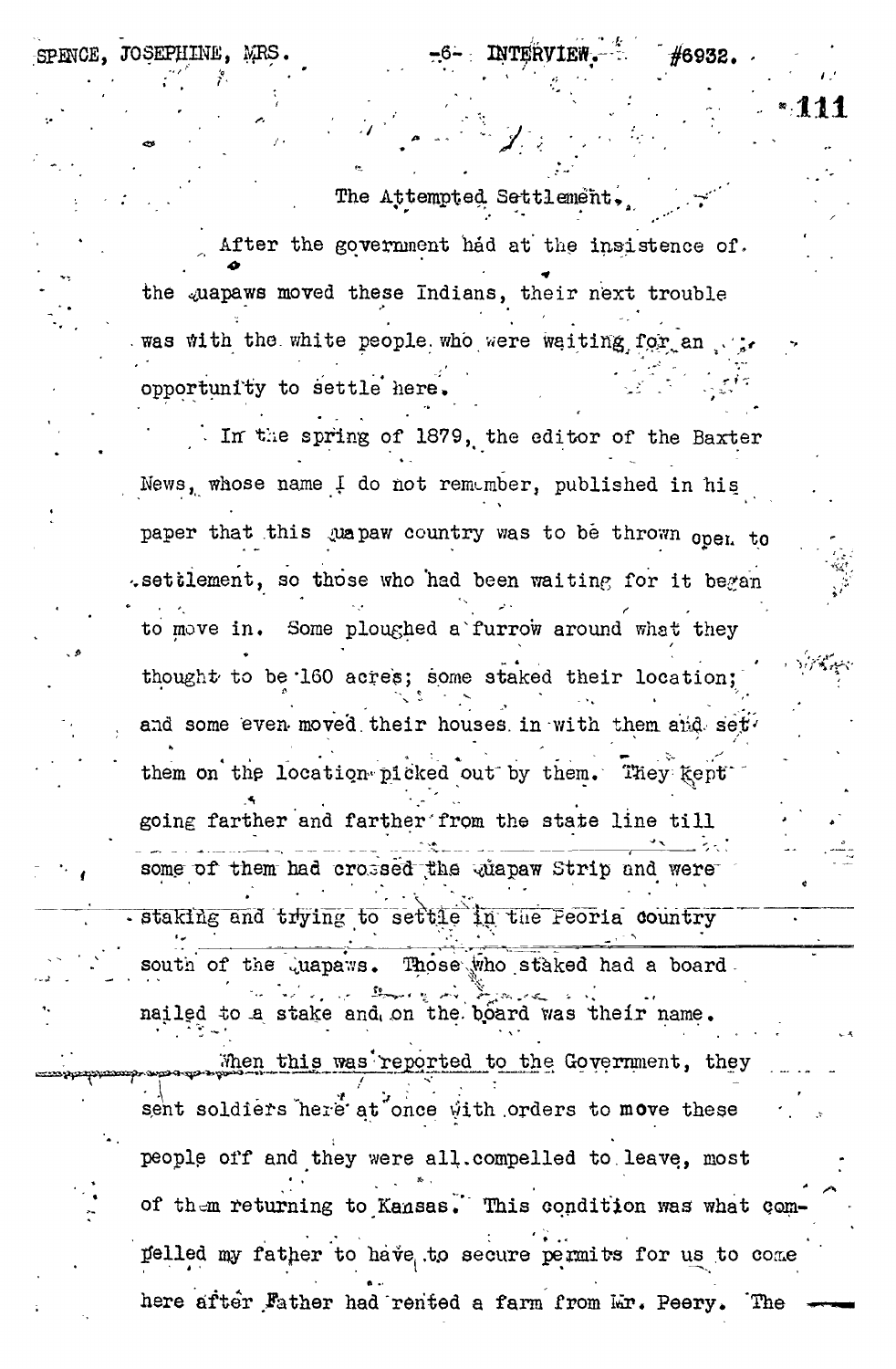## The Attempted Settlement.

After the government had at the insistence of the Quapaws moved these Indians, their next trouble was with the white people who were waiting for an opportunity to settle here.

In the spring of 1879, the editor of the Baxter News, whose name I do not remember, published in his paper that this Quapaw country was to be thrown open to settlement, so those who had been waiting for it began to move in. Some ploughed a furrow around what they thought to be 160 acres; some staked their location; and some even moved their houses in with them and set them on the location picked out by them. They kept going farther and farther from the state line till some of them had crossed the Quapaw Strip and were staking and trying to settle in the Peoria country south of the Quapaws. Those who staked had a board nailed to a stake and on the board was their name.

When this was reported to the Government, they sent soldiers here at once with orders to move these people off and they were all compelled to leave, most of them returning to Kansas. This condition was what compelled my father to have to secure permits for us to come here after Father had rented a farm from Mr. Peery. The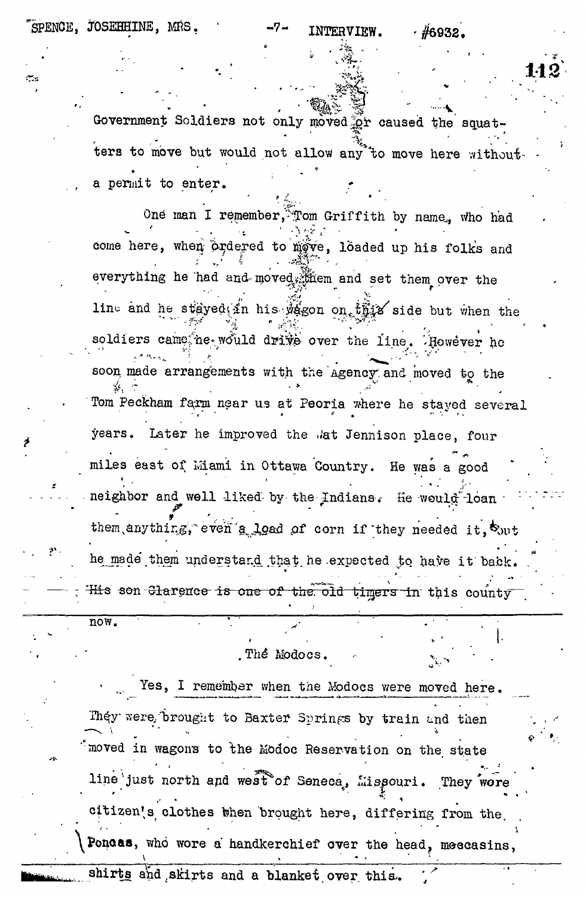Government Soldiers not only moved or caused the squatters to move but would not allow any to move here without a permit to enter.

One man I remember, Tom Griffith by name, who had come here, when ordered to move, loaded up his folks and everything he had and moved them and set them over the line and he stayed in his wagon on this side but when the soldiers came he would drive over the line. However he soon made arrangements with the Agency and moved to the Tom Peckham farm near us at Peoria where he stayed several years. Later he improved the Nat Jennison place, four miles east of Miami in Ottawa Country. He was a good neighbor and well liked by the Indians. He would loan them anything, even a load of corn if they needed it, but he made them understand that he expected to have it back. ~~His son Clarence is one of the old timers in~~ this county now.

The Modocs.

Yes, I remember when the Modocs were moved here. They were brought to Baxter Springs by train and then moved in wagons to the Modoc Reservation on the state line just north and west of Seneca, Missouri. They wore citizen's clothes when brought here, differing from the Poncas, who wore a handkerchief over the head, moccasins, shirts and skirts and a blanket over this.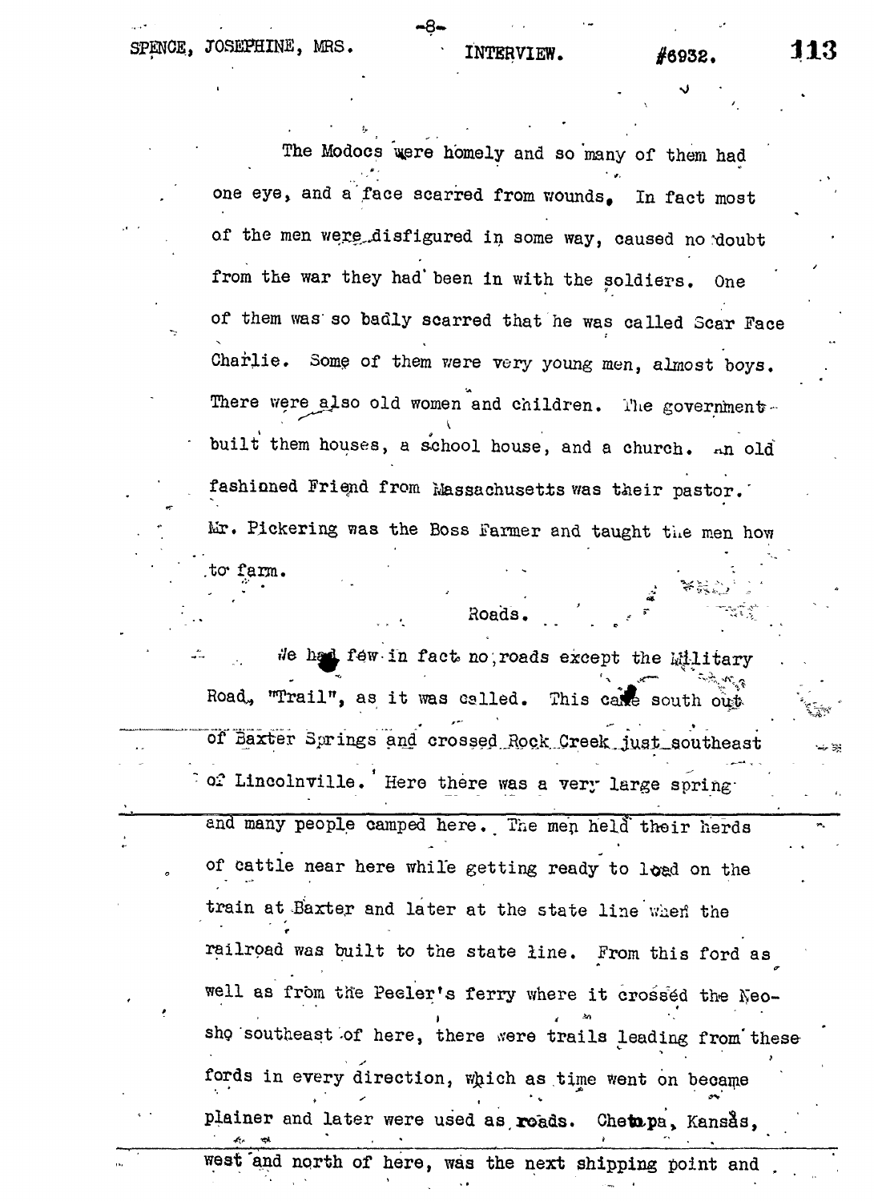The Modocs were homely and so many of them had one eye, and a face scarred from wounds. In fact most of the men were disfigured in some way, caused no doubt from the war they had been in with the soldiers. One of them was so badly scarred that he was called Scar Face Charlie. Some of them were very young men, almost boys. There were also old women and children. The government built them houses, a school house, and a church. An old fashioned Friend from Massachusetts was their pastor. Mr. Pickering was the Boss Farmer and taught the men how to farm.

## Roads.

We had few in fact no roads except the Military Road, "Trail", as it was called. This came south out of Baxter Springs and crossed Rock Creek just southeast of Lincolnville. Here there was a very large spring and many people camped here. The men held their herds of cattle near here while getting ready to load on the train at Baxter and later at the state line when the railroad was built to the state line. From this ford as well as from the Peeler's ferry where it crossed the Neosho southeast of here, there were trails leading from these fords in every direction, which as time went on became plainer and later were used as roads. Chetopa, Kansas, west and north of here, was the next shipping point and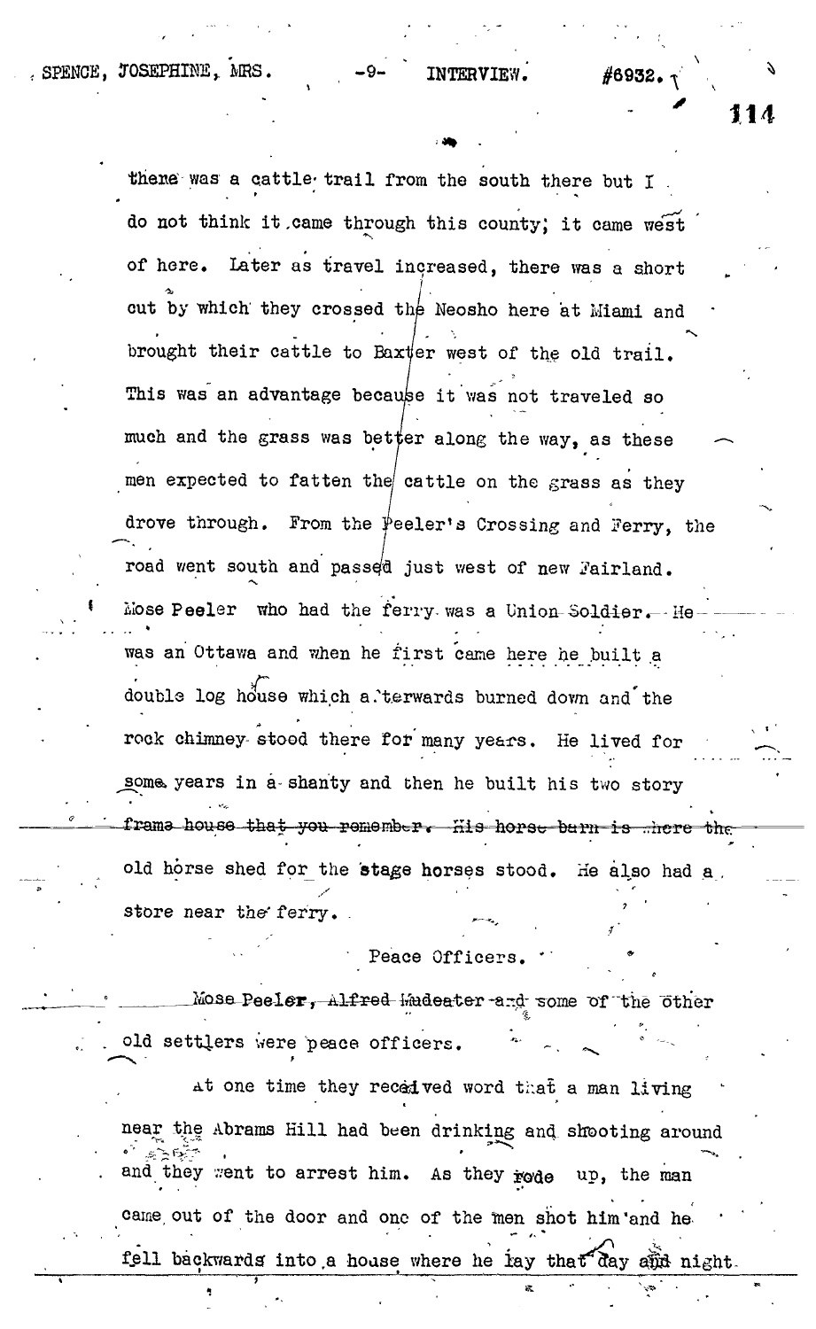there was a cattle trail from the south there but I do not think it came through this county; it came west of here. Later as travel increased, there was a short cut by which they crossed the Neosho here at Miami and brought their cattle to Baxter west of the old trail. This was an advantage because it was not traveled so much and the grass was better along the way, as these men expected to fatten the cattle on the grass as they drove through. From the Peeler's Crossing and Ferry, the road went south and passed just west of new Fairland. Mose Peeler who had the ferry was a Union Soldier. He was an Ottawa and when he first came here he built a double log house which afterwards burned down and the rock chimney stood there for many years. He lived for some years in a shanty and then he built his two story frame house that you remember. His horse barn is where the old horse shed for the stage horses stood. He also had a store near the ferry.

## Peace Officers.

Mose Peeler, Alfred Madeater and some of the other old settlers were peace officers.

At one time they received word that a man living near the Abrams Hill had been drinking and shooting around and they went to arrest him. As they rode up, the man came out of the door and one of the men shot him and he fell backwards into a house where he lay that day and night.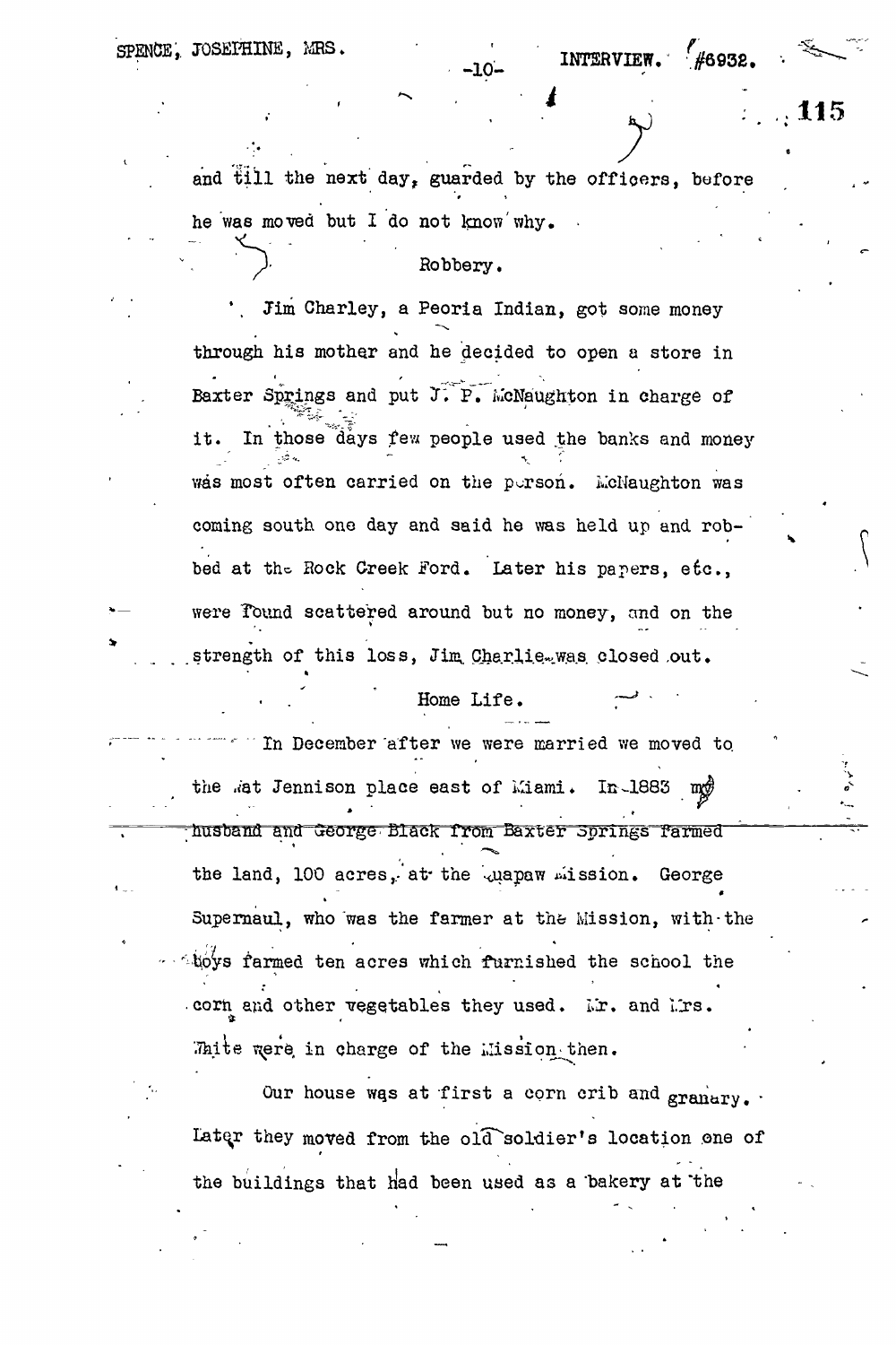and till the next day, guarded by the officers, before he was moved but I do not know why.

### Robbery.

Jim Charley, a Peoria Indian, got some money through his mother and he decided to open a store in Baxter Springs and put J. P. McNaughton in charge of it. In those days few people used the banks and money was most often carried on the person. McNaughton was coming south one day and said he was held up and robbed at the Rock Creek Ford. Later his papers, etc., were found scattered around but no money, and on the strength of this loss, Jim Charlie was closed out.

### Home Life.

In December after we were married we moved to the Nat Jennison place east of Miami. In 1883 my husband and George Black from Baxter Springs farmed the land, 100 acres, at the Quapaw Mission. George Supernaul, who was the farmer at the Mission, with the boys farmed ten acres which furnished the school the corn and other vegetables they used. Mr. and Mrs. White were in charge of the Mission then.

Our house was at first a corn crib and granary. Later they moved from the old soldier's location one of the buildings that had been used as a bakery at the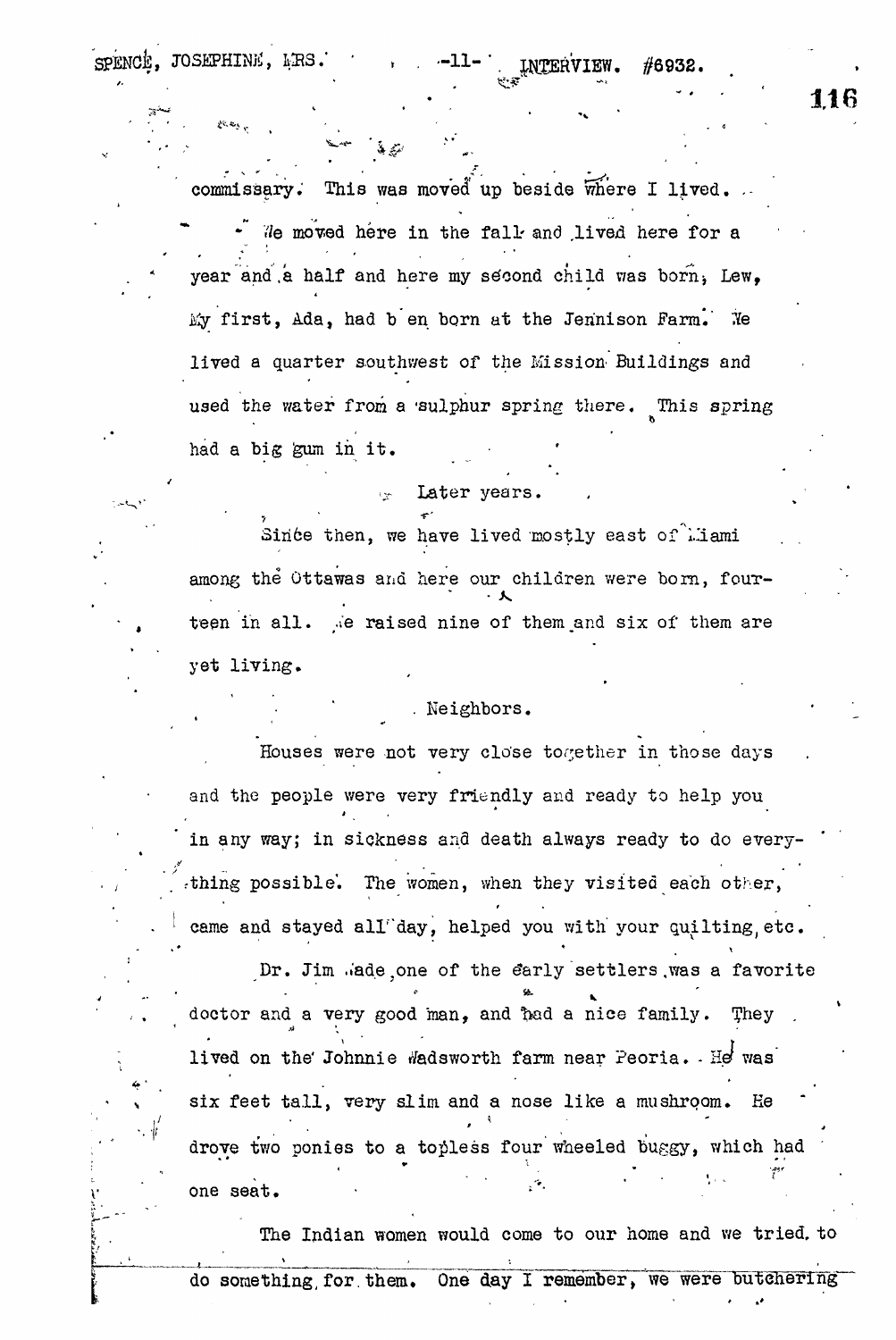commissary. This was moved up beside where I lived.

We moved here in the fall and lived here for a year and a half and here my second child was born, Lew. My first, Ada, had been born at the Jennison Farm. We lived a quarter southwest of the Mission Buildings and used the water from a sulphur spring there. This spring had a big gum in it.

### Later years.

Since then, we have lived mostly east of Miami among the Ottawas and here our children were born, fourteen in all. We raised nine of them and six of them are yet living.

### Neighbors.

Houses were not very close together in those days and the people were very friendly and ready to help you in any way; in sickness and death always ready to do everything possible. The women, when they visited each other, came and stayed all day, helped you with your quilting, etc.

Dr. Jim Wade, one of the early settlers, was a favorite doctor and a very good man, and had a nice family. They lived on the Johnnie Wadsworth farm near Peoria. He was six feet tall, very slim and a nose like a mushroom. He drove two ponies to a topless four wheeled buggy, which had one seat.

The Indian women would come to our home and we tried to do something for them. One day I remember, we were butchering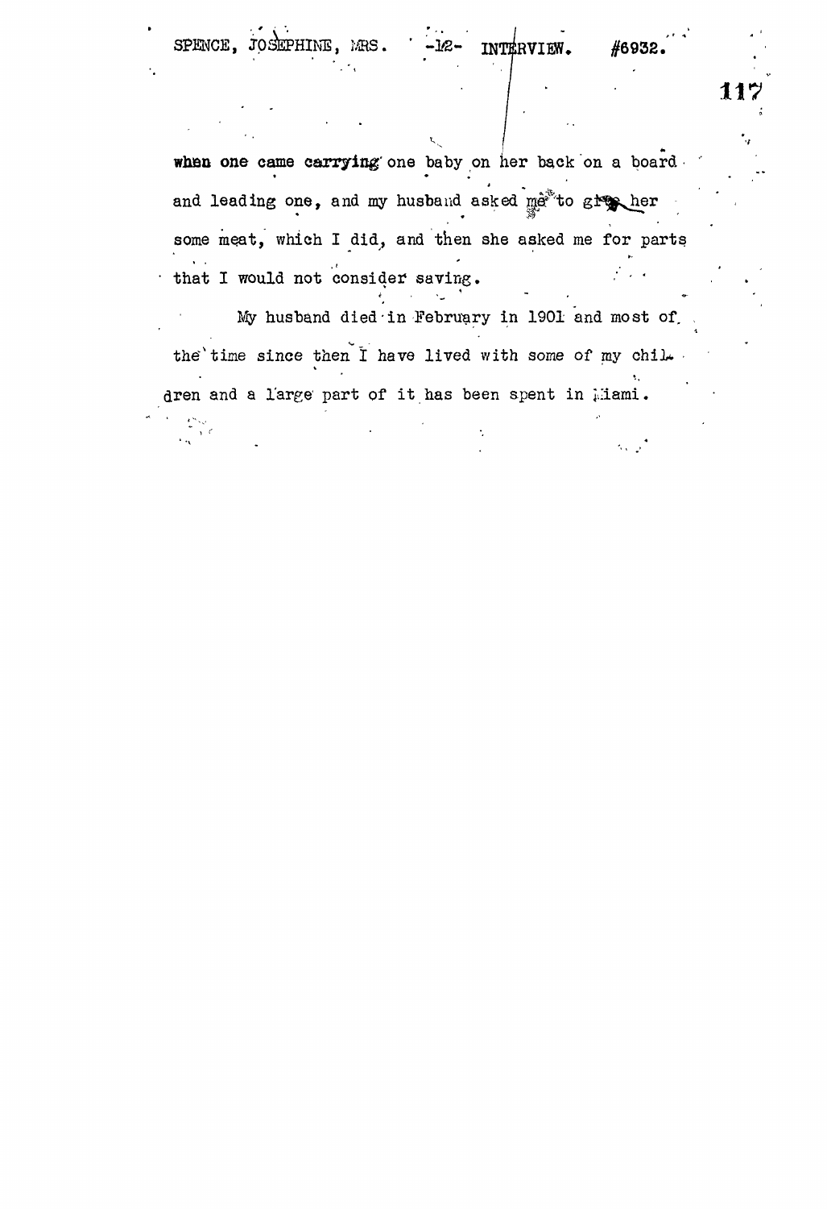when one came carrying one baby on her back on a board and leading one, and my husband asked me to give her some meat, which I did, and then she asked me for parts that I would not consider saving.

My husband died in February in 1901 and most of the time since then I have lived with some of my children and a large part of it has been spent in Miami.